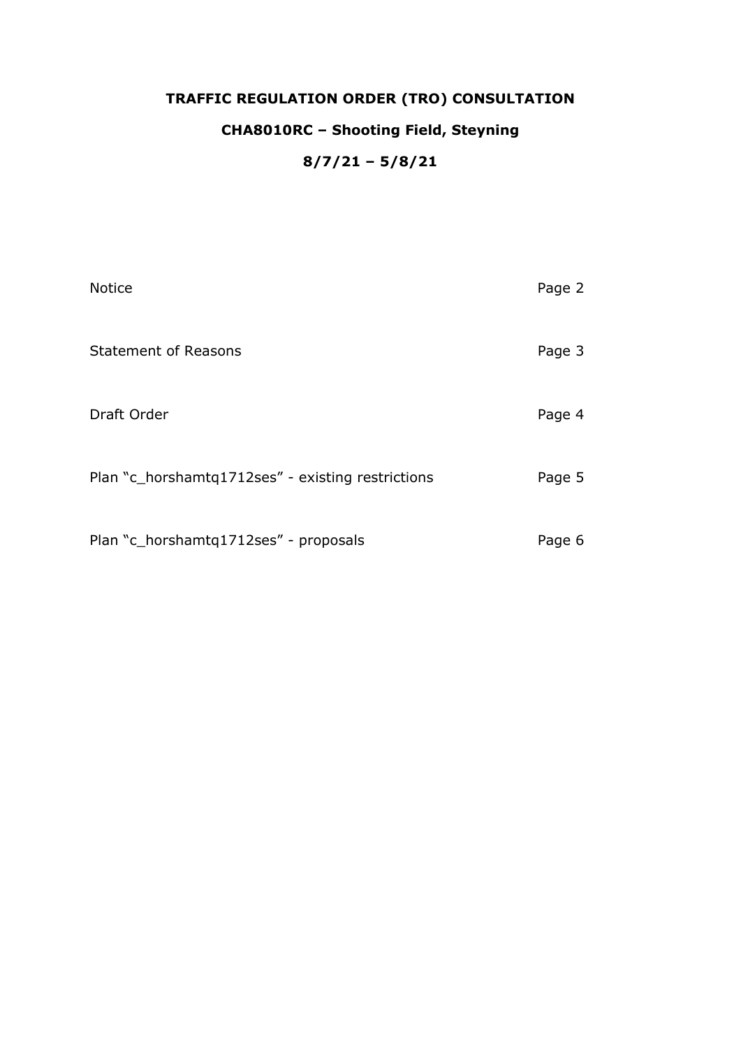# TRAFFIC REGULATION ORDER (TRO) CONSULTATION

## CHA8010RC – Shooting Field, Steyning

## 8/7/21 – 5/8/21

| | |
|---|---|
| Notice | Page 2 |
| Statement of Reasons | Page 3 |
| Draft Order | Page 4 |
| Plan "c_horshamtq1712ses" - existing restrictions | Page 5 |
| Plan "c_horshamtq1712ses" - proposals | Page 6 |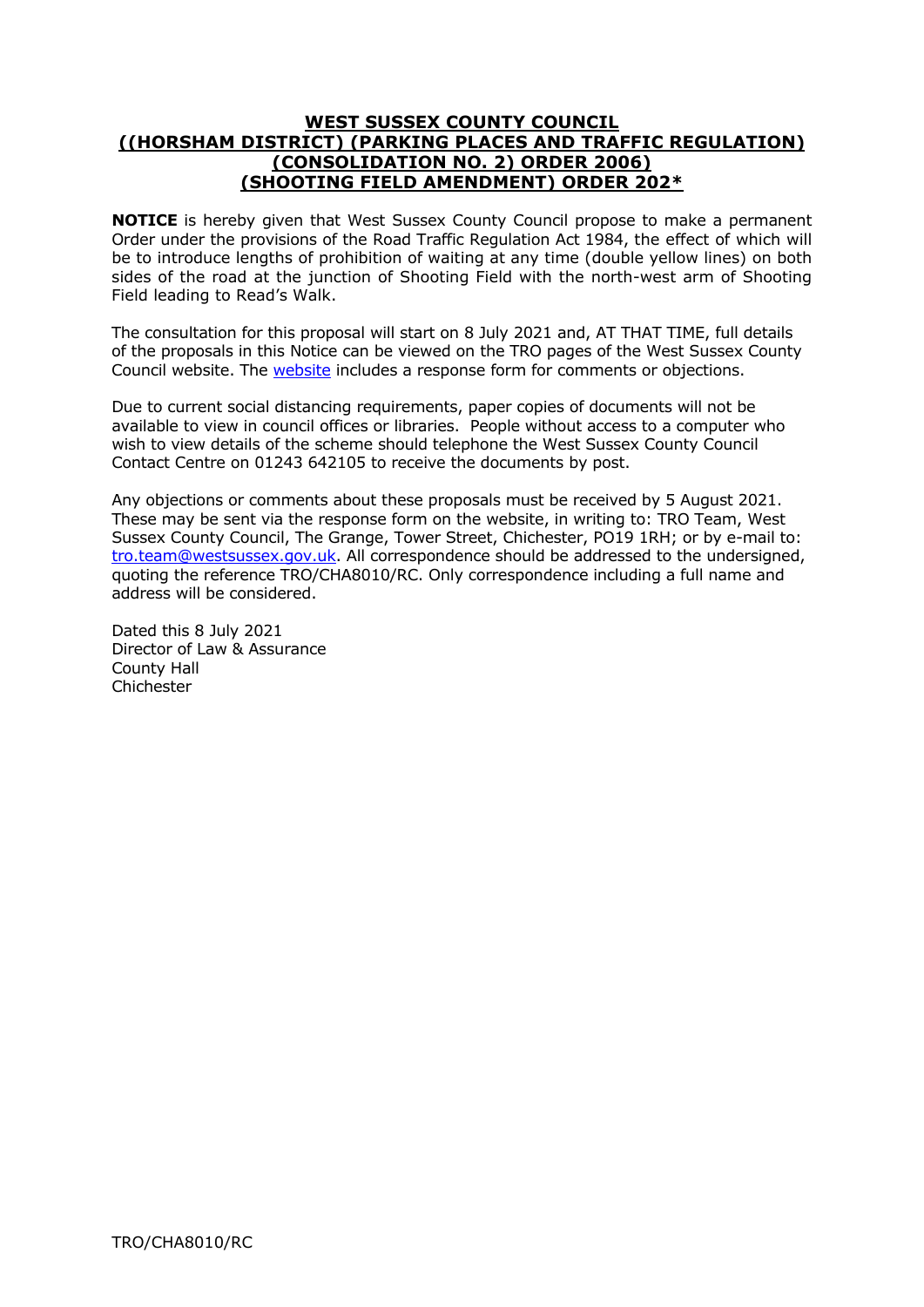# WEST SUSSEX COUNTY COUNCIL
## ((HORSHAM DISTRICT) (PARKING PLACES AND TRAFFIC REGULATION) (CONSOLIDATION NO. 2) ORDER 2006) (SHOOTING FIELD AMENDMENT) ORDER 202*

**NOTICE** is hereby given that West Sussex County Council propose to make a permanent Order under the provisions of the Road Traffic Regulation Act 1984, the effect of which will be to introduce lengths of prohibition of waiting at any time (double yellow lines) on both sides of the road at the junction of Shooting Field with the north-west arm of Shooting Field leading to Read's Walk.

The consultation for this proposal will start on 8 July 2021 and, AT THAT TIME, full details of the proposals in this Notice can be viewed on the TRO pages of the West Sussex County Council website. The website includes a response form for comments or objections.

Due to current social distancing requirements, paper copies of documents will not be available to view in council offices or libraries. People without access to a computer who wish to view details of the scheme should telephone the West Sussex County Council Contact Centre on 01243 642105 to receive the documents by post.

Any objections or comments about these proposals must be received by 5 August 2021. These may be sent via the response form on the website, in writing to: TRO Team, West Sussex County Council, The Grange, Tower Street, Chichester, PO19 1RH; or by e-mail to: tro.team@westsussex.gov.uk. All correspondence should be addressed to the undersigned, quoting the reference TRO/CHA8010/RC. Only correspondence including a full name and address will be considered.

Dated this 8 July 2021
Director of Law & Assurance
County Hall
Chichester

TRO/CHA8010/RC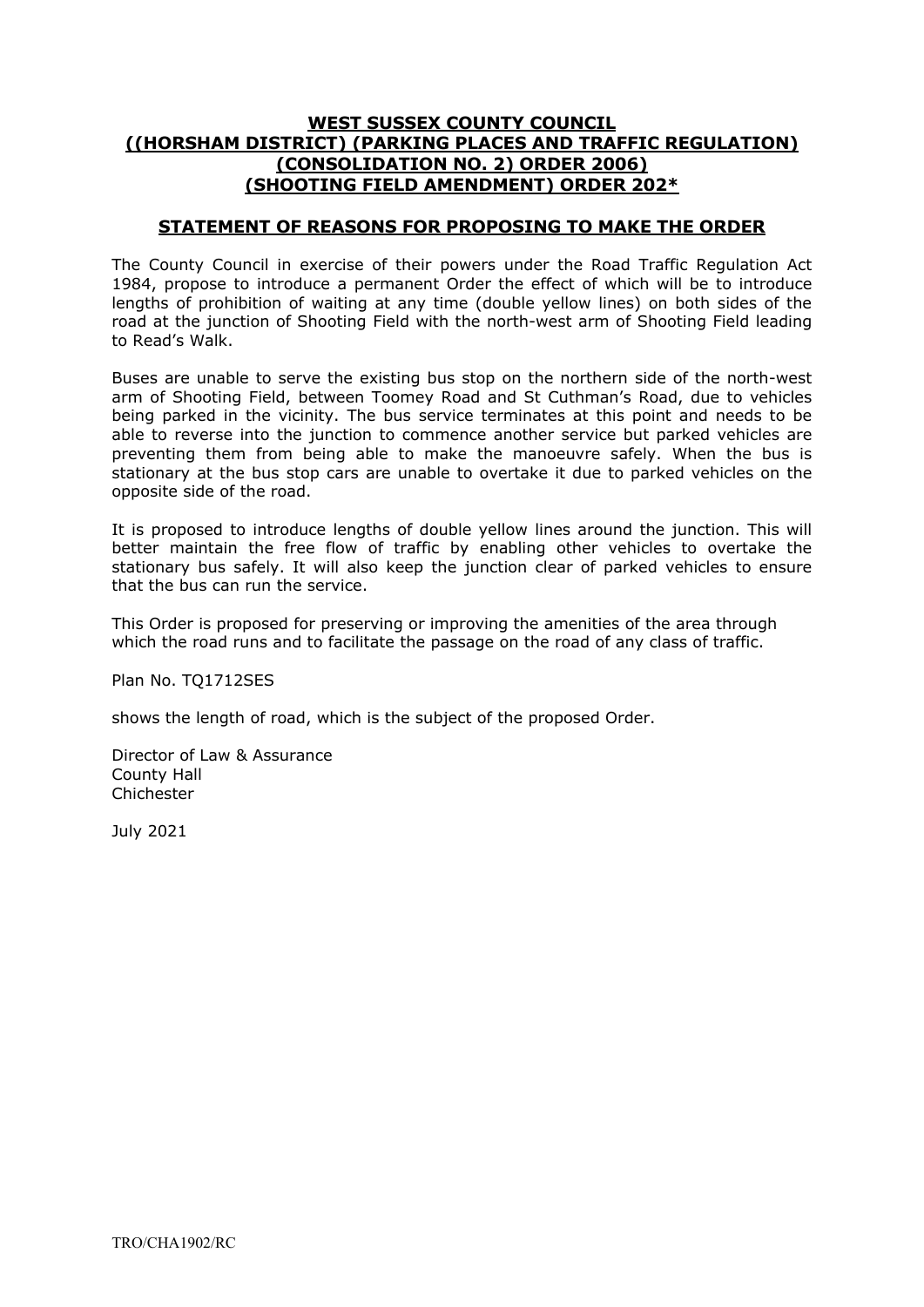# WEST SUSSEX COUNTY COUNCIL
# ((HORSHAM DISTRICT) (PARKING PLACES AND TRAFFIC REGULATION) (CONSOLIDATION NO. 2) ORDER 2006) (SHOOTING FIELD AMENDMENT) ORDER 202*

## STATEMENT OF REASONS FOR PROPOSING TO MAKE THE ORDER

The County Council in exercise of their powers under the Road Traffic Regulation Act 1984, propose to introduce a permanent Order the effect of which will be to introduce lengths of prohibition of waiting at any time (double yellow lines) on both sides of the road at the junction of Shooting Field with the north-west arm of Shooting Field leading to Read's Walk.

Buses are unable to serve the existing bus stop on the northern side of the north-west arm of Shooting Field, between Toomey Road and St Cuthman's Road, due to vehicles being parked in the vicinity. The bus service terminates at this point and needs to be able to reverse into the junction to commence another service but parked vehicles are preventing them from being able to make the manoeuvre safely. When the bus is stationary at the bus stop cars are unable to overtake it due to parked vehicles on the opposite side of the road.

It is proposed to introduce lengths of double yellow lines around the junction. This will better maintain the free flow of traffic by enabling other vehicles to overtake the stationary bus safely. It will also keep the junction clear of parked vehicles to ensure that the bus can run the service.

This Order is proposed for preserving or improving the amenities of the area through which the road runs and to facilitate the passage on the road of any class of traffic.

Plan No. TQ1712SES

shows the length of road, which is the subject of the proposed Order.

Director of Law & Assurance
County Hall
Chichester

July 2021

TRO/CHA1902/RC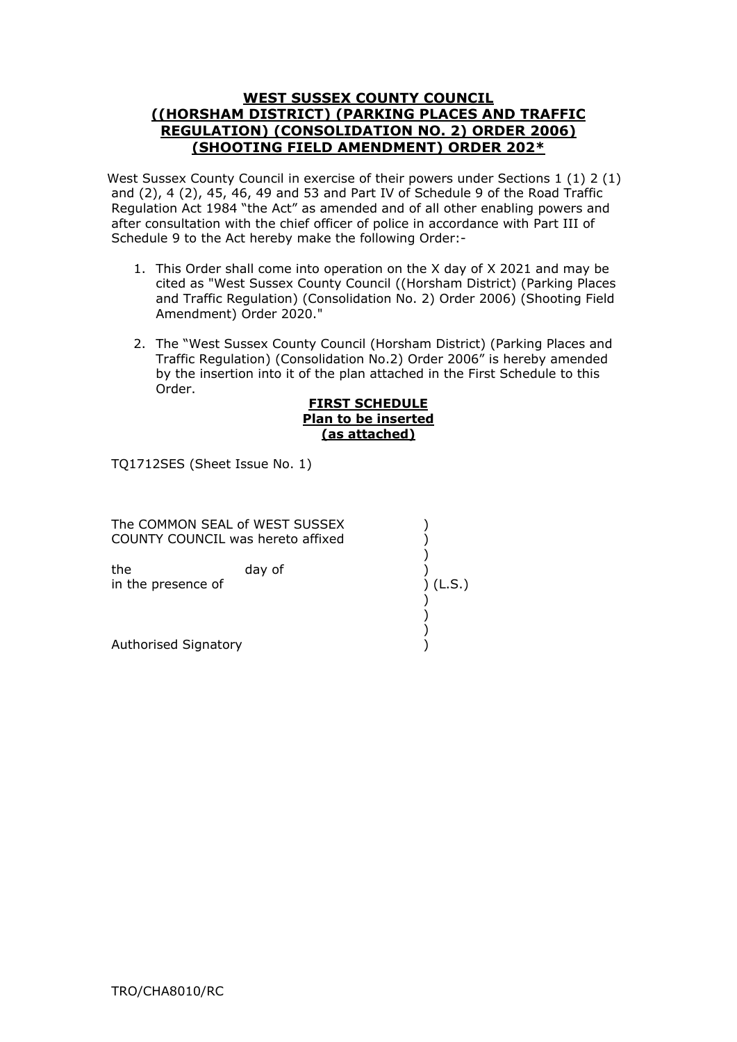# WEST SUSSEX COUNTY COUNCIL
# ((HORSHAM DISTRICT) (PARKING PLACES AND TRAFFIC REGULATION) (CONSOLIDATION NO. 2) ORDER 2006) (SHOOTING FIELD AMENDMENT) ORDER 202*

West Sussex County Council in exercise of their powers under Sections 1 (1) 2 (1) and (2), 4 (2), 45, 46, 49 and 53 and Part IV of Schedule 9 of the Road Traffic Regulation Act 1984 "the Act" as amended and of all other enabling powers and after consultation with the chief officer of police in accordance with Part III of Schedule 9 to the Act hereby make the following Order:-

1. This Order shall come into operation on the X day of X 2021 and may be cited as "West Sussex County Council ((Horsham District) (Parking Places and Traffic Regulation) (Consolidation No. 2) Order 2006) (Shooting Field Amendment) Order 2020."

2. The "West Sussex County Council (Horsham District) (Parking Places and Traffic Regulation) (Consolidation No.2) Order 2006" is hereby amended by the insertion into it of the plan attached in the First Schedule to this Order.

**FIRST SCHEDULE**
**Plan to be inserted**
**(as attached)**

TQ1712SES (Sheet Issue No. 1)

The COMMON SEAL of WEST SUSSEX COUNTY COUNCIL was hereto affixed )
)
)
the day of )
in the presence of ) (L.S.)
)
)
)
Authorised Signatory )

TRO/CHA8010/RC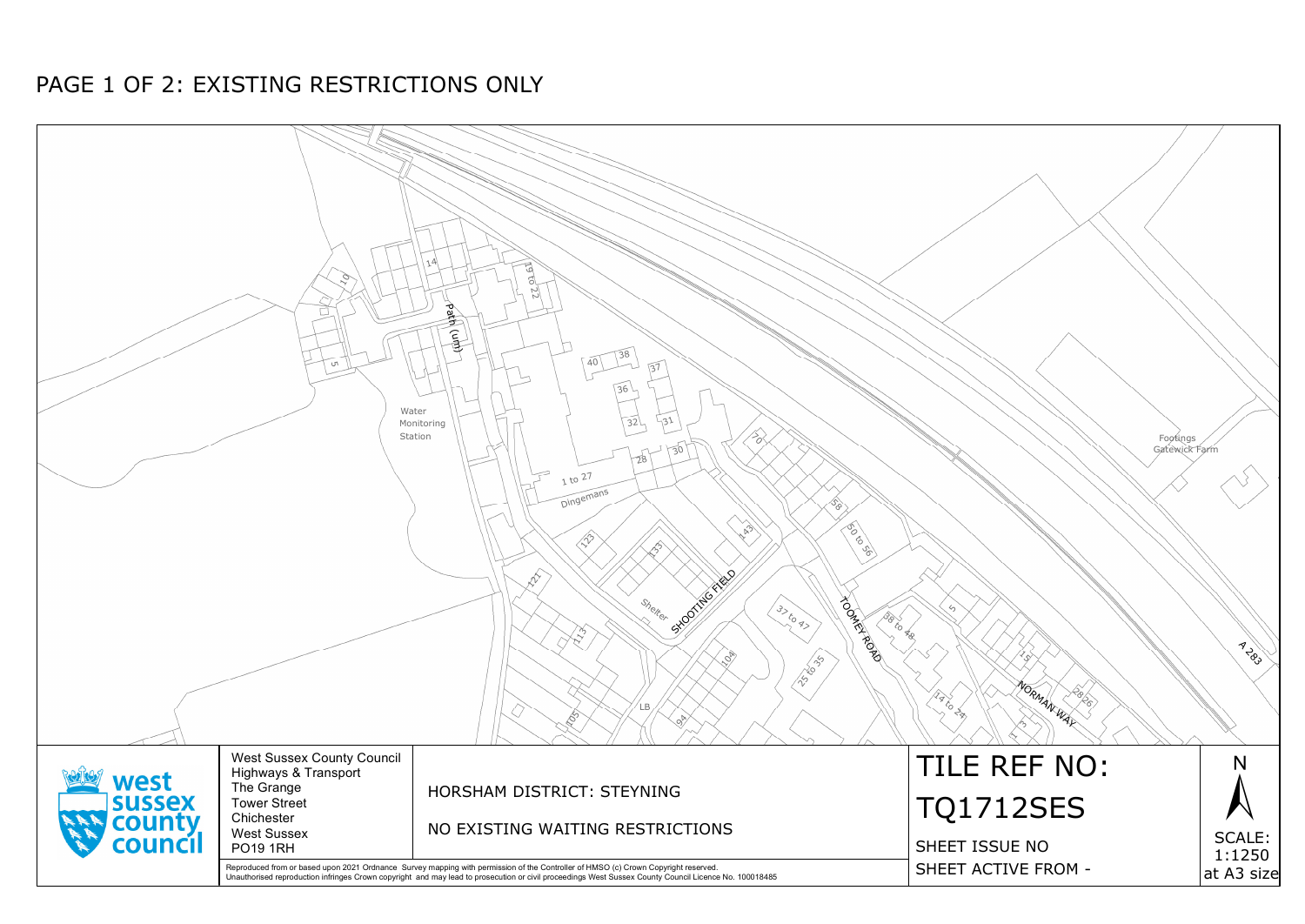# PAGE 1 OF 2: EXISTING RESTRICTIONS ONLY

Path (um)

Water Monitoring Station

Dingemans

1 to 27

SHOOTING FIELD

Shelter

TOOMEY ROAD

NORMAN WAY

A 283

Footings

Gatewick Farm

LB

West Sussex County Council
Highways & Transport
The Grange
Tower Street
Chichester
West Sussex
PO19 1RH

HORSHAM DISTRICT: STEYNING

NO EXISTING WAITING RESTRICTIONS

TILE REF NO:

TQ1712SES

SHEET ISSUE NO

SHEET ACTIVE FROM -

N

SCALE: 1:1250 at A3 size

Reproduced from or based upon 2021 Ordnance Survey mapping with permission of the Controller of HMSO (c) Crown Copyright reserved.
Unauthorised reproduction infringes Crown copyright and may lead to prosecution or civil proceedings West Sussex County Council Licence No. 100018485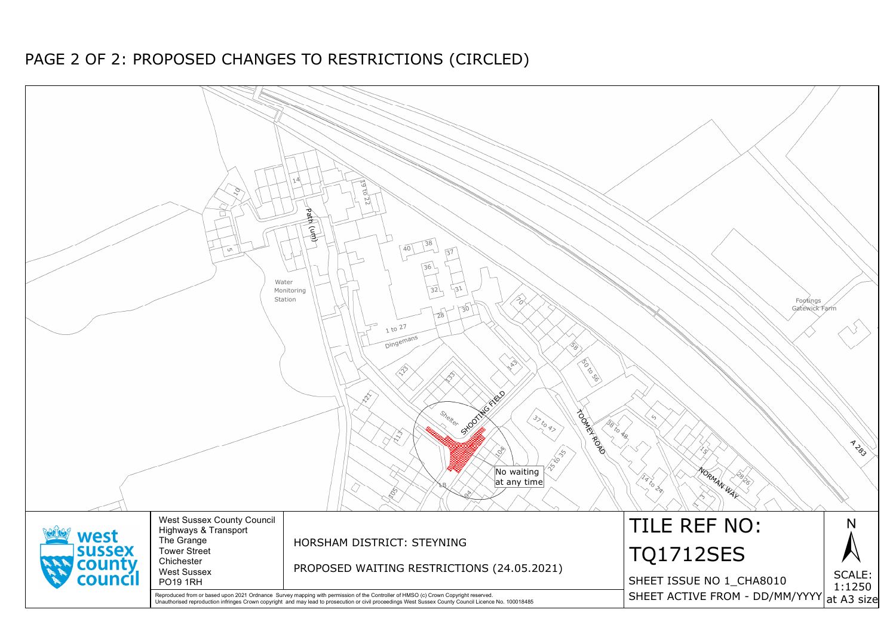# PAGE 2 OF 2: PROPOSED CHANGES TO RESTRICTIONS (CIRCLED)

Path (um)

Water Monitoring Station

1 to 27 Dingemans

SHOOTING FIELD

TOOMEY ROAD

NORMAN WAY

A 283

Footings Gatewick Farm

Shelter

LB

No waiting at any time

West Sussex County Council
Highways & Transport
The Grange
Tower Street
Chichester
West Sussex
PO19 1RH

HORSHAM DISTRICT: STEYNING

PROPOSED WAITING RESTRICTIONS (24.05.2021)

TILE REF NO: TQ1712SES

SHEET ISSUE NO 1_CHA8010

SHEET ACTIVE FROM - DD/MM/YYYY

N

SCALE: 1:1250 at A3 size

Reproduced from or based upon 2021 Ordnance Survey mapping with permission of the Controller of HMSO (c) Crown Copyright reserved.
Unauthorised reproduction infringes Crown copyright and may lead to prosecution or civil proceedings West Sussex County Council Licence No. 100018485